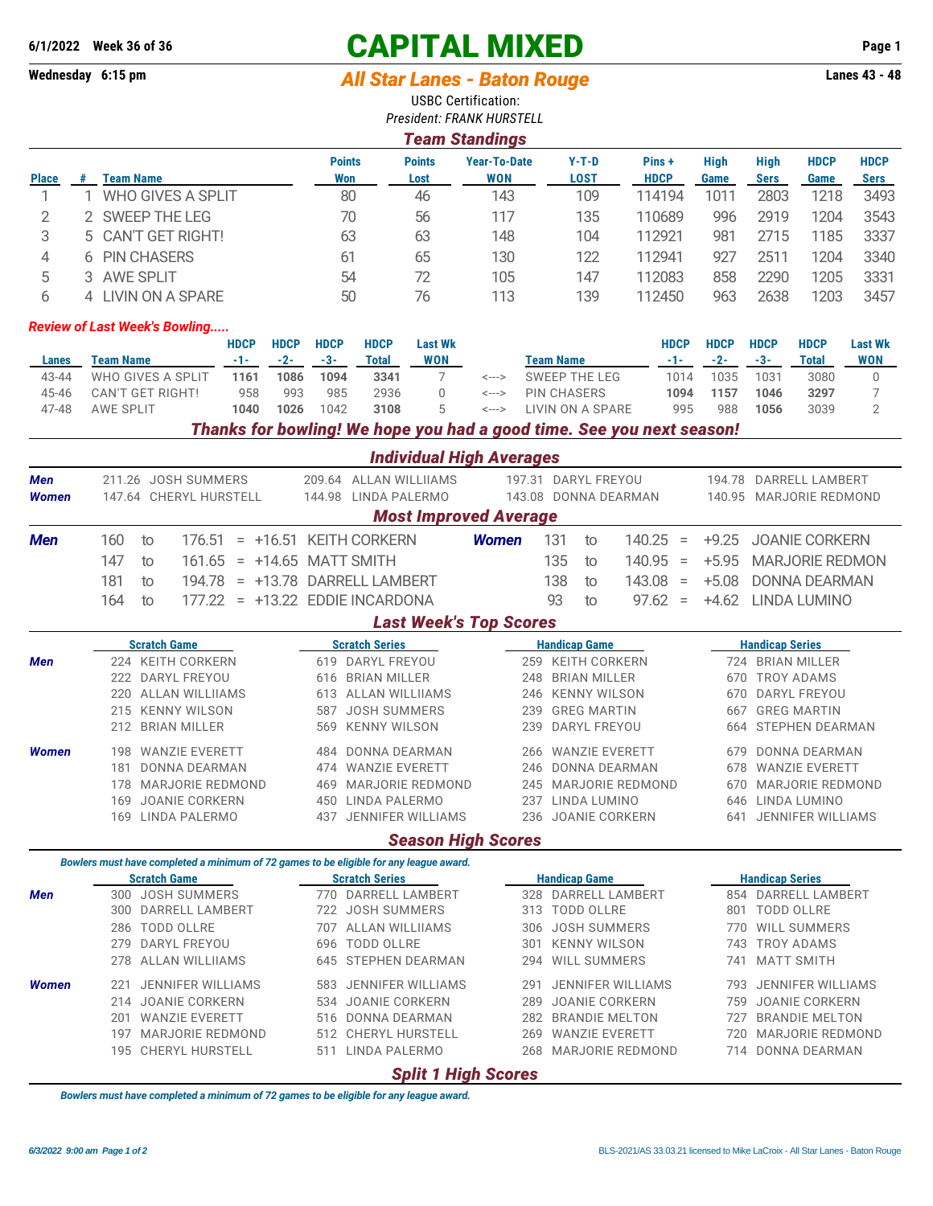**6/1/2022 Week 36 of 36**

**Wednesday 6:15 pm**

# CAPITAL MIXED

## All Star Lanes - Baton Rouge

**Lanes 43 - 48**

USBC Certification:

*President: FRANK HURSTELL*

### Team Standings

| Place | # | Team Name | Points Won | Points Lost | Year-To-Date WON | Y-T-D LOST | Pins + HDCP | High Game | High Sers | HDCP Game | HDCP Sers |
|---|---|---|---|---|---|---|---|---|---|---|---|
| 1 | 1 | WHO GIVES A SPLIT | 80 | 46 | 143 | 109 | 114194 | 1011 | 2803 | 1218 | 3493 |
| 2 | 2 | SWEEP THE LEG | 70 | 56 | 117 | 135 | 110689 | 996 | 2919 | 1204 | 3543 |
| 3 | 5 | CAN'T GET RIGHT! | 63 | 63 | 148 | 104 | 112921 | 981 | 2715 | 1185 | 3337 |
| 4 | 6 | PIN CHASERS | 61 | 65 | 130 | 122 | 112941 | 927 | 2511 | 1204 | 3340 |
| 5 | 3 | AWE SPLIT | 54 | 72 | 105 | 147 | 112083 | 858 | 2290 | 1205 | 3331 |
| 6 | 4 | LIVIN ON A SPARE | 50 | 76 | 113 | 139 | 112450 | 963 | 2638 | 1203 | 3457 |

*Review of Last Week's Bowling.....*

| Lanes | Team Name | HDCP -1- | HDCP -2- | HDCP -3- | HDCP Total | Last Wk WON | | Team Name | HDCP -1- | HDCP -2- | HDCP -3- | HDCP Total | Last Wk WON |
|---|---|---|---|---|---|---|---|---|---|---|---|---|---|
| 43-44 | WHO GIVES A SPLIT | **1161** | **1086** | **1094** | **3341** | 7 | <---> | SWEEP THE LEG | 1014 | 1035 | 1031 | 3080 | 0 |
| 45-46 | CAN'T GET RIGHT! | 958 | 993 | 985 | 2936 | 0 | <---> | PIN CHASERS | **1094** | **1157** | **1046** | **3297** | 7 |
| 47-48 | AWE SPLIT | **1040** | **1026** | 1042 | **3108** | 5 | <---> | LIVIN ON A SPARE | 995 | 988 | **1056** | 3039 | 2 |

***Thanks for bowling! We hope you had a good time. See you next season!***

### Individual High Averages

| | | | | |
|---|---|---|---|---|
| **Men** | 211.26 JOSH SUMMERS | 209.64 ALLAN WILLIIAMS | 197.31 DARYL FREYOU | 194.78 DARRELL LAMBERT |
| **Women** | 147.64 CHERYL HURSTELL | 144.98 LINDA PALERMO | 143.08 DONNA DEARMAN | 140.95 MARJORIE REDMOND |

### Most Improved Average

| | From | | To | | Gain | Name | | From | | To | | Gain | Name |
|---|---|---|---|---|---|---|---|---|---|---|---|---|---|
| **Men** | 160 | to | 176.51 | = | +16.51 | KEITH CORKERN | **Women** | 131 | to | 140.25 | = | +9.25 | JOANIE CORKERN |
| | 147 | to | 161.65 | = | +14.65 | MATT SMITH | | 135 | to | 140.95 | = | +5.95 | MARJORIE REDMON |
| | 181 | to | 194.78 | = | +13.78 | DARRELL LAMBERT | | 138 | to | 143.08 | = | +5.08 | DONNA DEARMAN |
| | 164 | to | 177.22 | = | +13.22 | EDDIE INCARDONA | | 93 | to | 97.62 | = | +4.62 | LINDA LUMINO |

### Last Week's Top Scores

| | Scratch Game | Scratch Series | Handicap Game | Handicap Series |
|---|---|---|---|---|
| **Men** | 224 KEITH CORKERN | 619 DARYL FREYOU | 259 KEITH CORKERN | 724 BRIAN MILLER |
| | 222 DARYL FREYOU | 616 BRIAN MILLER | 248 BRIAN MILLER | 670 TROY ADAMS |
| | 220 ALLAN WILLIIAMS | 613 ALLAN WILLIIAMS | 246 KENNY WILSON | 670 DARYL FREYOU |
| | 215 KENNY WILSON | 587 JOSH SUMMERS | 239 GREG MARTIN | 667 GREG MARTIN |
| | 212 BRIAN MILLER | 569 KENNY WILSON | 239 DARYL FREYOU | 664 STEPHEN DEARMAN |
| **Women** | 198 WANZIE EVERETT | 484 DONNA DEARMAN | 266 WANZIE EVERETT | 679 DONNA DEARMAN |
| | 181 DONNA DEARMAN | 474 WANZIE EVERETT | 246 DONNA DEARMAN | 678 WANZIE EVERETT |
| | 178 MARJORIE REDMOND | 469 MARJORIE REDMOND | 245 MARJORIE REDMOND | 670 MARJORIE REDMOND |
| | 169 JOANIE CORKERN | 450 LINDA PALERMO | 237 LINDA LUMINO | 646 LINDA LUMINO |
| | 169 LINDA PALERMO | 437 JENNIFER WILLIAMS | 236 JOANIE CORKERN | 641 JENNIFER WILLIAMS |

### Season High Scores

*Bowlers must have completed a minimum of 72 games to be eligible for any league award.*

| | Scratch Game | Scratch Series | Handicap Game | Handicap Series |
|---|---|---|---|---|
| **Men** | 300 JOSH SUMMERS | 770 DARRELL LAMBERT | 328 DARRELL LAMBERT | 854 DARRELL LAMBERT |
| | 300 DARRELL LAMBERT | 722 JOSH SUMMERS | 313 TODD OLLRE | 801 TODD OLLRE |
| | 286 TODD OLLRE | 707 ALLAN WILLIIAMS | 306 JOSH SUMMERS | 770 WILL SUMMERS |
| | 279 DARYL FREYOU | 696 TODD OLLRE | 301 KENNY WILSON | 743 TROY ADAMS |
| | 278 ALLAN WILLIIAMS | 645 STEPHEN DEARMAN | 294 WILL SUMMERS | 741 MATT SMITH |
| **Women** | 221 JENNIFER WILLIAMS | 583 JENNIFER WILLIAMS | 291 JENNIFER WILLIAMS | 793 JENNIFER WILLIAMS |
| | 214 JOANIE CORKERN | 534 JOANIE CORKERN | 289 JOANIE CORKERN | 759 JOANIE CORKERN |
| | 201 WANZIE EVERETT | 516 DONNA DEARMAN | 282 BRANDIE MELTON | 727 BRANDIE MELTON |
| | 197 MARJORIE REDMOND | 512 CHERYL HURSTELL | 269 WANZIE EVERETT | 720 MARJORIE REDMOND |
| | 195 CHERYL HURSTELL | 511 LINDA PALERMO | 268 MARJORIE REDMOND | 714 DONNA DEARMAN |

### Split 1 High Scores

*Bowlers must have completed a minimum of 72 games to be eligible for any league award.*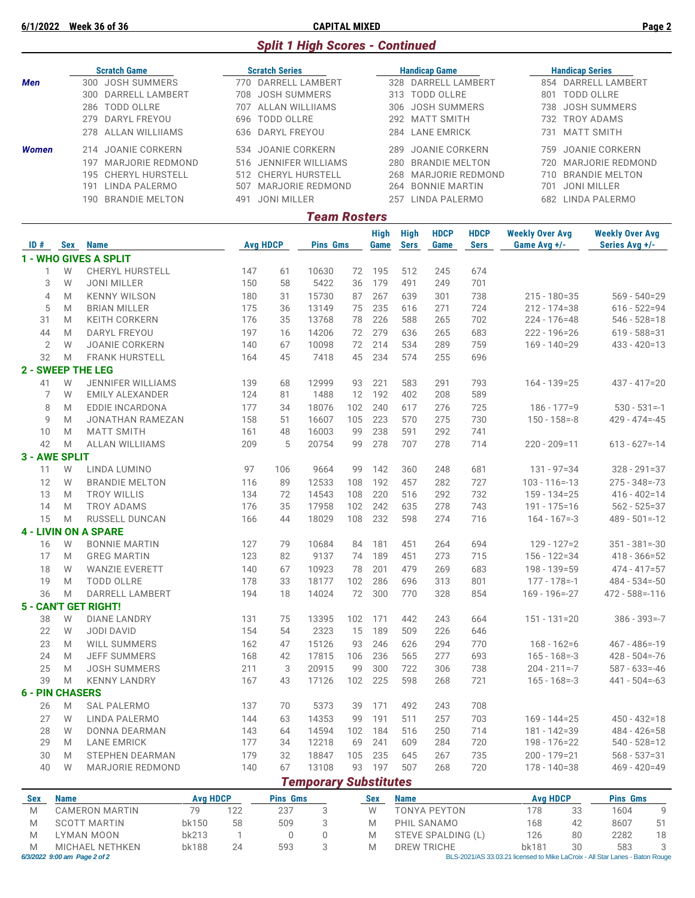## Split 1 High Scores - Continued

| | Scratch Game | Scratch Series | Handicap Game | Handicap Series |
|---|---|---|---|---|
| **Men** | 300 JOSH SUMMERS | 770 DARRELL LAMBERT | 328 DARRELL LAMBERT | 854 DARRELL LAMBERT |
| | 300 DARRELL LAMBERT | 708 JOSH SUMMERS | 313 TODD OLLRE | 801 TODD OLLRE |
| | 286 TODD OLLRE | 707 ALLAN WILLIIAMS | 306 JOSH SUMMERS | 738 JOSH SUMMERS |
| | 279 DARYL FREYOU | 696 TODD OLLRE | 292 MATT SMITH | 732 TROY ADAMS |
| | 278 ALLAN WILLIIAMS | 636 DARYL FREYOU | 284 LANE EMRICK | 731 MATT SMITH |
| **Women** | 214 JOANIE CORKERN | 534 JOANIE CORKERN | 289 JOANIE CORKERN | 759 JOANIE CORKERN |
| | 197 MARJORIE REDMOND | 516 JENNIFER WILLIAMS | 280 BRANDIE MELTON | 720 MARJORIE REDMOND |
| | 195 CHERYL HURSTELL | 512 CHERYL HURSTELL | 268 MARJORIE REDMOND | 710 BRANDIE MELTON |
| | 191 LINDA PALERMO | 507 MARJORIE REDMOND | 264 BONNIE MARTIN | 701 JONI MILLER |
| | 190 BRANDIE MELTON | 491 JONI MILLER | 257 LINDA PALERMO | 682 LINDA PALERMO |

## Team Rosters

| ID # | Sex | Name | Avg | HDCP | Pins | Gms | High Game | High Sers | HDCP Game | HDCP Sers | Weekly Over Avg Game Avg +/- | Weekly Over Avg Series Avg +/- |
|---|---|---|---|---|---|---|---|---|---|---|---|---|
| **1 - WHO GIVES A SPLIT** | | | | | | | | | | | | |
| 1 | W | CHERYL HURSTELL | 147 | 61 | 10630 | 72 | 195 | 512 | 245 | 674 | | |
| 3 | W | JONI MILLER | 150 | 58 | 5422 | 36 | 179 | 491 | 249 | 701 | | |
| 4 | M | KENNY WILSON | 180 | 31 | 15730 | 87 | 267 | 639 | 301 | 738 | 215 - 180=35 | 569 - 540=29 |
| 5 | M | BRIAN MILLER | 175 | 36 | 13149 | 75 | 235 | 616 | 271 | 724 | 212 - 174=38 | 616 - 522=94 |
| 31 | M | KEITH CORKERN | 176 | 35 | 13768 | 78 | 226 | 588 | 265 | 702 | 224 - 176=48 | 546 - 528=18 |
| 44 | M | DARYL FREYOU | 197 | 16 | 14206 | 72 | 279 | 636 | 265 | 683 | 222 - 196=26 | 619 - 588=31 |
| 2 | W | JOANIE CORKERN | 140 | 67 | 10098 | 72 | 214 | 534 | 289 | 759 | 169 - 140=29 | 433 - 420=13 |
| 32 | M | FRANK HURSTELL | 164 | 45 | 7418 | 45 | 234 | 574 | 255 | 696 | | |
| **2 - SWEEP THE LEG** | | | | | | | | | | | | |
| 41 | W | JENNIFER WILLIAMS | 139 | 68 | 12999 | 93 | 221 | 583 | 291 | 793 | 164 - 139=25 | 437 - 417=20 |
| 7 | W | EMILY ALEXANDER | 124 | 81 | 1488 | 12 | 192 | 402 | 208 | 589 | | |
| 8 | M | EDDIE INCARDONA | 177 | 34 | 18076 | 102 | 240 | 617 | 276 | 725 | 186 - 177=9 | 530 - 531=-1 |
| 9 | M | JONATHAN RAMEZAN | 158 | 51 | 16607 | 105 | 223 | 570 | 275 | 730 | 150 - 158=-8 | 429 - 474=-45 |
| 10 | M | MATT SMITH | 161 | 48 | 16003 | 99 | 238 | 591 | 292 | 741 | | |
| 42 | M | ALLAN WILLIIAMS | 209 | 5 | 20754 | 99 | 278 | 707 | 278 | 714 | 220 - 209=11 | 613 - 627=-14 |
| **3 - AWE SPLIT** | | | | | | | | | | | | |
| 11 | W | LINDA LUMINO | 97 | 106 | 9664 | 99 | 142 | 360 | 248 | 681 | 131 - 97=34 | 328 - 291=37 |
| 12 | W | BRANDIE MELTON | 116 | 89 | 12533 | 108 | 192 | 457 | 282 | 727 | 103 - 116=-13 | 275 - 348=-73 |
| 13 | M | TROY WILLIS | 134 | 72 | 14543 | 108 | 220 | 516 | 292 | 732 | 159 - 134=25 | 416 - 402=14 |
| 14 | M | TROY ADAMS | 176 | 35 | 17958 | 102 | 242 | 635 | 278 | 743 | 191 - 175=16 | 562 - 525=37 |
| 15 | M | RUSSELL DUNCAN | 166 | 44 | 18029 | 108 | 232 | 598 | 274 | 716 | 164 - 167=-3 | 489 - 501=-12 |
| **4 - LIVIN ON A SPARE** | | | | | | | | | | | | |
| 16 | W | BONNIE MARTIN | 127 | 79 | 10684 | 84 | 181 | 451 | 264 | 694 | 129 - 127=2 | 351 - 381=-30 |
| 17 | M | GREG MARTIN | 123 | 82 | 9137 | 74 | 189 | 451 | 273 | 715 | 156 - 122=34 | 418 - 366=52 |
| 18 | W | WANZIE EVERETT | 140 | 67 | 10923 | 78 | 201 | 479 | 269 | 683 | 198 - 139=59 | 474 - 417=57 |
| 19 | M | TODD OLLRE | 178 | 33 | 18177 | 102 | 286 | 696 | 313 | 801 | 177 - 178=-1 | 484 - 534=-50 |
| 36 | M | DARRELL LAMBERT | 194 | 18 | 14024 | 72 | 300 | 770 | 328 | 854 | 169 - 196=-27 | 472 - 588=-116 |
| **5 - CAN'T GET RIGHT!** | | | | | | | | | | | | |
| 38 | W | DIANE LANDRY | 131 | 75 | 13395 | 102 | 171 | 442 | 243 | 664 | 151 - 131=20 | 386 - 393=-7 |
| 22 | W | JODI DAVID | 154 | 54 | 2323 | 15 | 189 | 509 | 226 | 646 | | |
| 23 | M | WILL SUMMERS | 162 | 47 | 15126 | 93 | 246 | 626 | 294 | 770 | 168 - 162=6 | 467 - 486=-19 |
| 24 | M | JEFF SUMMERS | 168 | 42 | 17815 | 106 | 236 | 565 | 277 | 693 | 165 - 168=-3 | 428 - 504=-76 |
| 25 | M | JOSH SUMMERS | 211 | 3 | 20915 | 99 | 300 | 722 | 306 | 738 | 204 - 211=-7 | 587 - 633=-46 |
| 39 | M | KENNY LANDRY | 167 | 43 | 17126 | 102 | 225 | 598 | 268 | 721 | 165 - 168=-3 | 441 - 504=-63 |
| **6 - PIN CHASERS** | | | | | | | | | | | | |
| 26 | M | SAL PALERMO | 137 | 70 | 5373 | 39 | 171 | 492 | 243 | 708 | | |
| 27 | W | LINDA PALERMO | 144 | 63 | 14353 | 99 | 191 | 511 | 257 | 703 | 169 - 144=25 | 450 - 432=18 |
| 28 | W | DONNA DEARMAN | 143 | 64 | 14594 | 102 | 184 | 516 | 250 | 714 | 181 - 142=39 | 484 - 426=58 |
| 29 | M | LANE EMRICK | 177 | 34 | 12218 | 69 | 241 | 609 | 284 | 720 | 198 - 176=22 | 540 - 528=12 |
| 30 | M | STEPHEN DEARMAN | 179 | 32 | 18847 | 105 | 235 | 645 | 267 | 735 | 200 - 179=21 | 568 - 537=31 |
| 40 | W | MARJORIE REDMOND | 140 | 67 | 13108 | 93 | 197 | 507 | 268 | 720 | 178 - 140=38 | 469 - 420=49 |

## Temporary Substitutes

| Sex | Name | Avg | HDCP | Pins | Gms | Sex | Name | Avg | HDCP | Pins | Gms |
|---|---|---|---|---|---|---|---|---|---|---|---|
| M | CAMERON MARTIN | 79 | 122 | 237 | 3 | W | TONYA PEYTON | 178 | 33 | 1604 | 9 |
| M | SCOTT MARTIN | bk150 | 58 | 509 | 3 | M | PHIL SANAMO | 168 | 42 | 8607 | 51 |
| M | LYMAN MOON | bk213 | 1 | 0 | 0 | M | STEVE SPALDING (L) | 126 | 80 | 2282 | 18 |
| M | MICHAEL NETHKEN | bk188 | 24 | 593 | 3 | M | DREW TRICHE | bk181 | 30 | 583 | 3 |